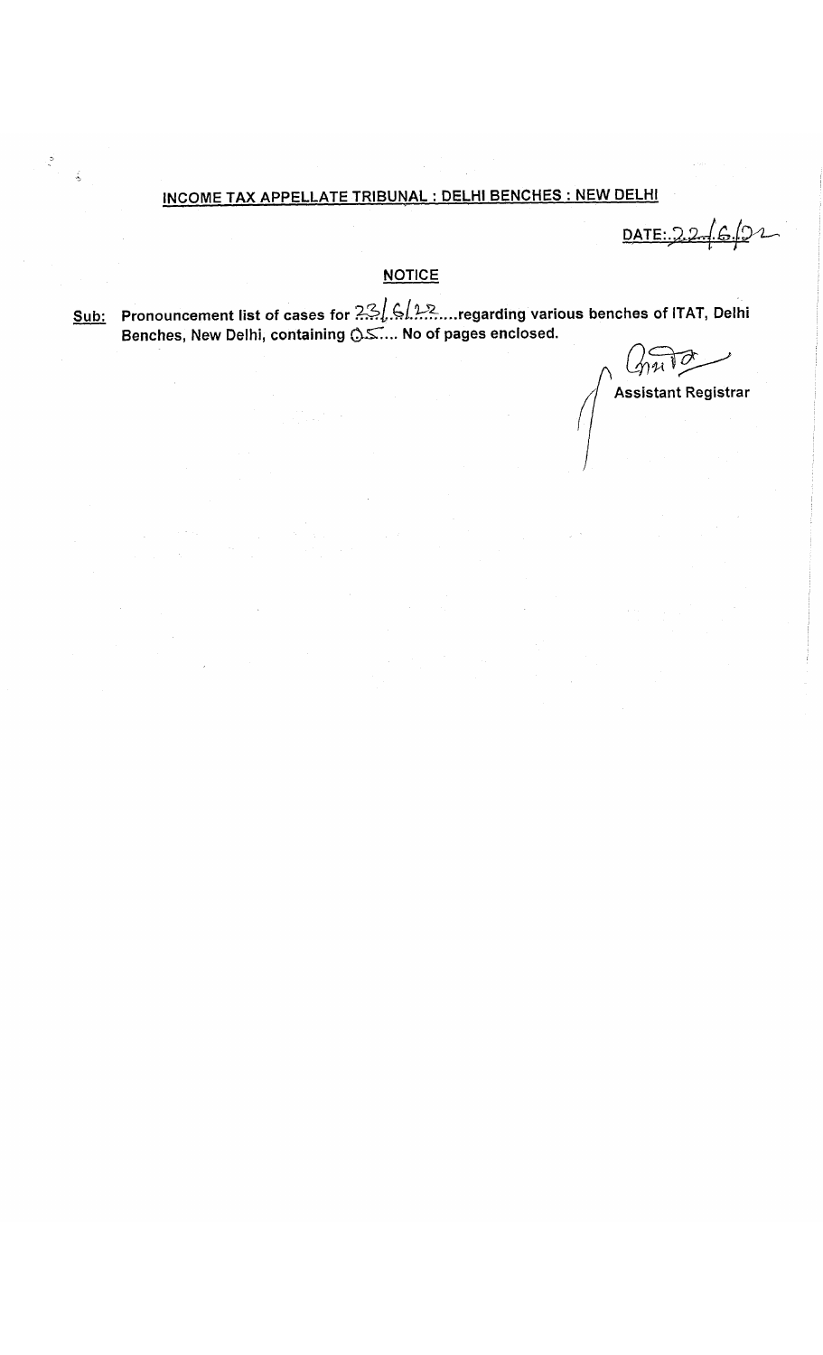## INCOME TAX APPELLATE TRIBUNAL : DELHI BENCHES : NEW DELHI

DATE: 22/6/22

### NOTICE

**Sub: Pronouncement list of cases for 23/6/22.....regarding various benches of ITAT, Delhi Benches, New Delhi, containing 05.... No of pages enclosed.**

Assistant Registrar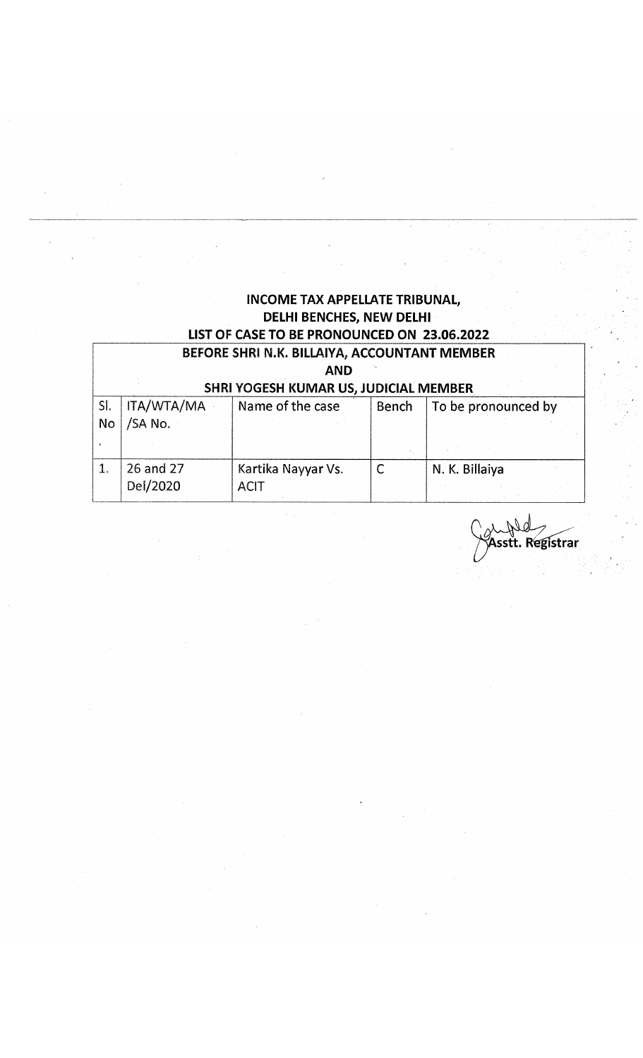# INCOME TAX APPELLATE TRIBUNAL,
## DELHI BENCHES, NEW DELHI
### LIST OF CASE TO BE PRONOUNCED ON 23.06.2022

| BEFORE SHRI N.K. BILLAIYA, ACCOUNTANT MEMBER AND SHRI YOGESH KUMAR US, JUDICIAL MEMBER | | | | |
|---|---|---|---|---|
| Sl. No. | ITA/WTA/MA /SA No. | Name of the case | Bench | To be pronounced by |
| 1. | 26 and 27 Del/2020 | Kartika Nayyar Vs. ACIT | C | N. K. Billaiya |

Asstt. Registrar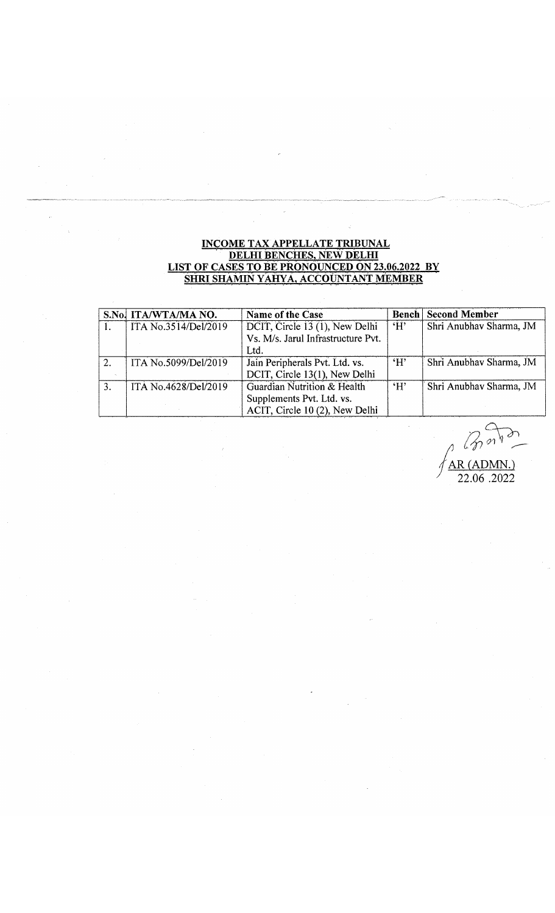**INCOME TAX APPELLATE TRIBUNAL**
**DELHI BENCHES, NEW DELHI**
**LIST OF CASES TO BE PRONOUNCED ON 23.06.2022 BY**
**SHRI SHAMIN YAHYA, ACCOUNTANT MEMBER**

| S.No. | ITA/WTA/MA NO. | Name of the Case | Bench | Second Member |
|---|---|---|---|---|
| 1. | ITA No.3514/Del/2019 | DCIT, Circle 13 (1), New Delhi Vs. M/s. Jarul Infrastructure Pvt. Ltd. | 'H' | Shri Anubhav Sharma, JM |
| 2. | ITA No.5099/Del/2019 | Jain Peripherals Pvt. Ltd. vs. DCIT, Circle 13(1), New Delhi | 'H' | Shri Anubhav Sharma, JM |
| 3. | ITA No.4628/Del/2019 | Guardian Nutrition & Health Supplements Pvt. Ltd. vs. ACIT, Circle 10 (2), New Delhi | 'H' | Shri Anubhav Sharma, JM |

AR (ADMN.)
22.06 .2022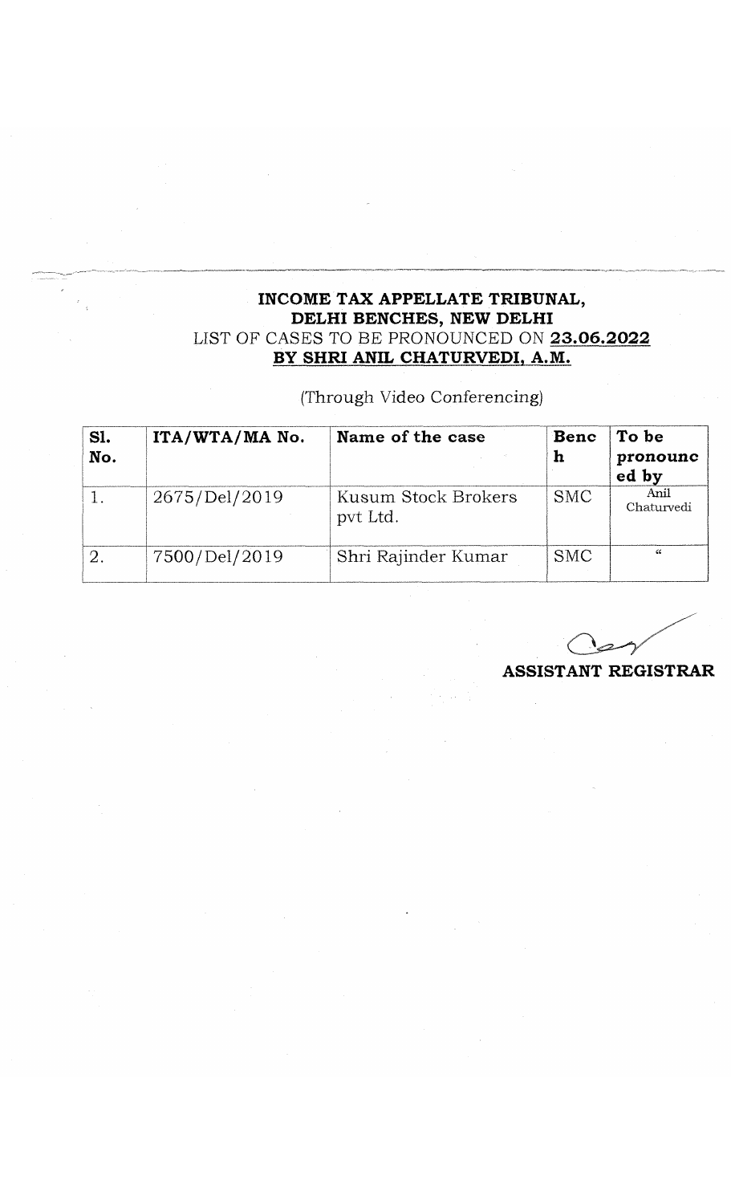**INCOME TAX APPELLATE TRIBUNAL,**
**DELHI BENCHES, NEW DELHI**
LIST OF CASES TO BE PRONOUNCED ON **23.06.2022**
**BY SHRI ANIL CHATURVEDI, A.M.**

(Through Video Conferencing)

| **Sl. No.** | **ITA/WTA/MA No.** | **Name of the case** | **Bench** | **To be pronounced by** |
|---|---|---|---|---|
| 1. | 2675/Del/2019 | Kusum Stock Brokers pvt Ltd. | SMC | Anil Chaturvedi |
| 2. | 7500/Del/2019 | Shri Rajinder Kumar | SMC | " |

**ASSISTANT REGISTRAR**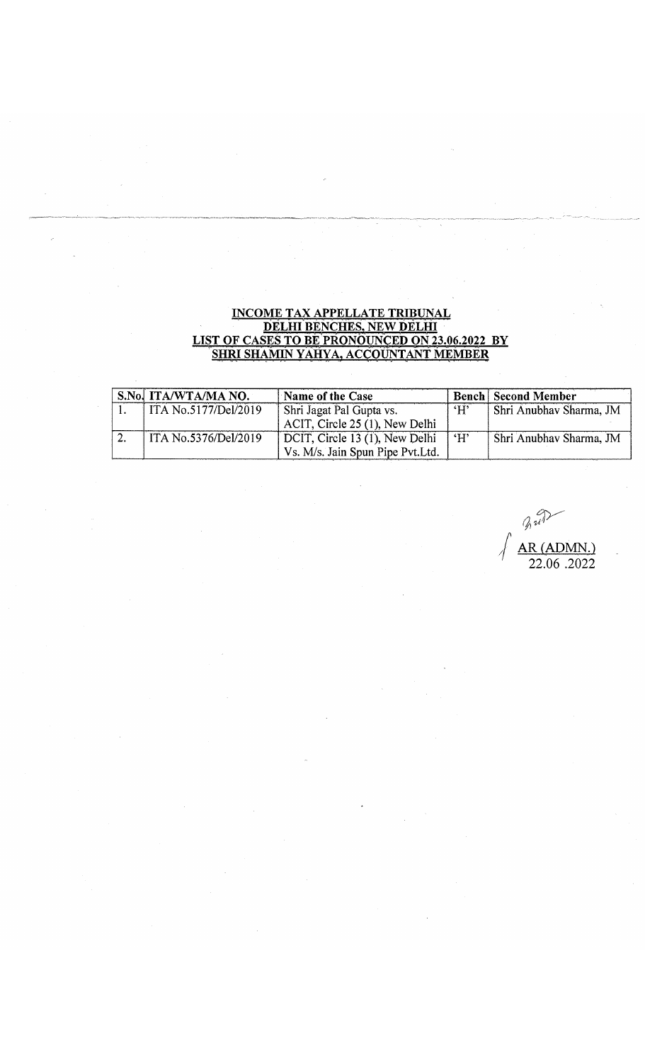**INCOME TAX APPELLATE TRIBUNAL**
**DELHI BENCHES, NEW DELHI**
**LIST OF CASES TO BE PRONOUNCED ON 23.06.2022 BY**
**SHRI SHAMIN YAHYA, ACCOUNTANT MEMBER**

| S.No. | ITA/WTA/MA NO. | Name of the Case | Bench | Second Member |
|---|---|---|---|---|
| 1. | ITA No.5177/Del/2019 | Shri Jagat Pal Gupta vs. ACIT, Circle 25 (1), New Delhi | 'H' | Shri Anubhav Sharma, JM |
| 2. | ITA No.5376/Del/2019 | DCIT, Circle 13 (1), New Delhi Vs. M/s. Jain Spun Pipe Pvt.Ltd. | 'H' | Shri Anubhav Sharma, JM |

AR (ADMN.)
22.06 .2022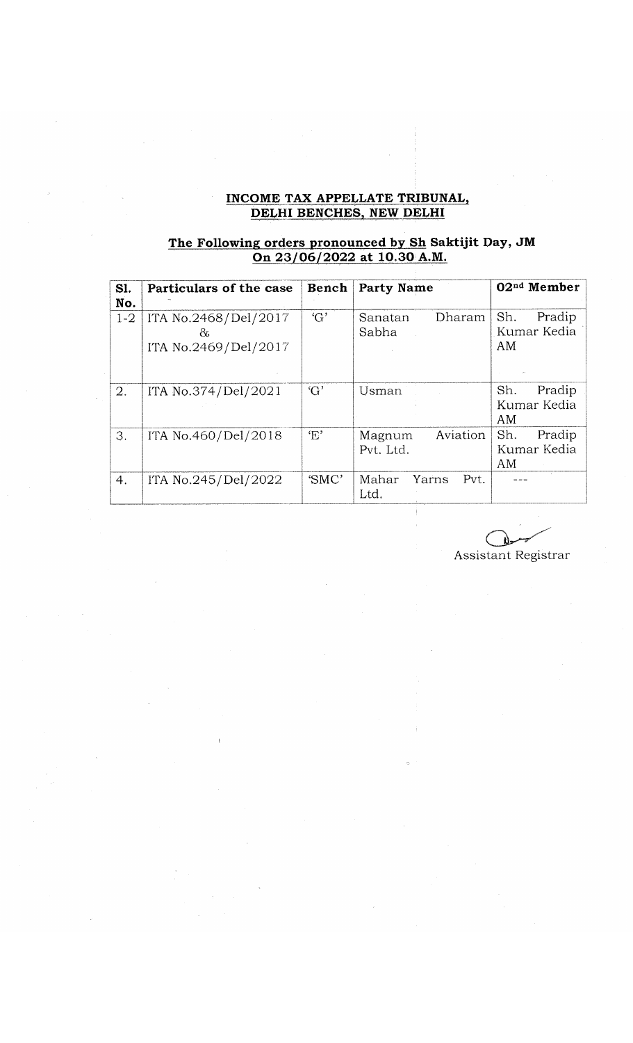**INCOME TAX APPELLATE TRIBUNAL, DELHI BENCHES, NEW DELHI**

**The Following orders pronounced by Sh Saktijit Day, JM On 23/06/2022 at 10.30 A.M.**

| Sl. No. | Particulars of the case | Bench | Party Name | 02nd Member |
|---|---|---|---|---|
| 1-2 | ITA No.2468/Del/2017 & ITA No.2469/Del/2017 | 'G' | Sanatan Dharam Sabha | Sh. Pradip Kumar Kedia AM |
| 2. | ITA No.374/Del/2021 | 'G' | Usman | Sh. Pradip Kumar Kedia AM |
| 3. | ITA No.460/Del/2018 | 'E' | Magnum Aviation Pvt. Ltd. | Sh. Pradip Kumar Kedia AM |
| 4. | ITA No.245/Del/2022 | 'SMC' | Mahar Yarns Pvt. Ltd. | --- |

Assistant Registrar